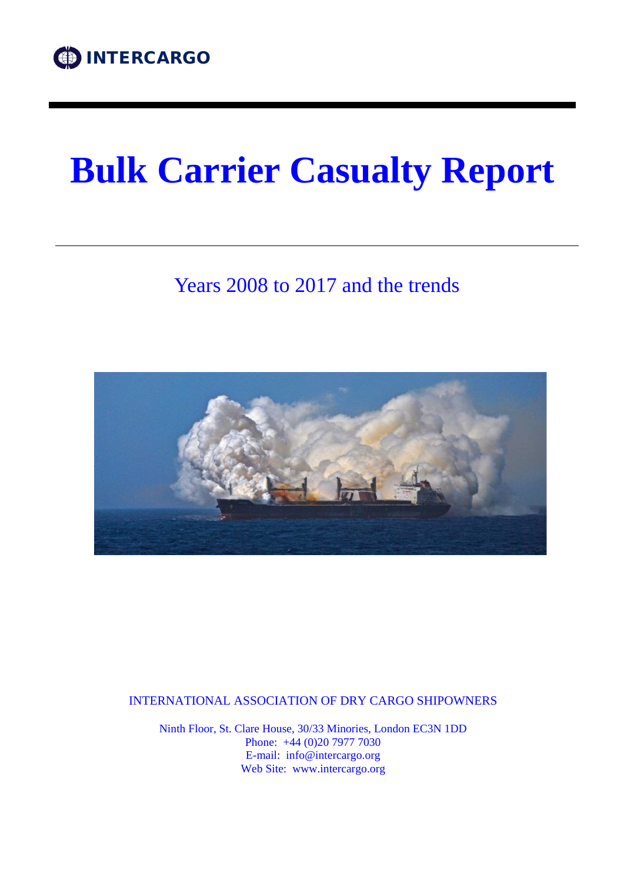INTERCARGO

# Bulk Carrier Casualty Report

## Years 2008 to 2017 and the trends

INTERNATIONAL ASSOCIATION OF DRY CARGO SHIPOWNERS

Ninth Floor, St. Clare House, 30/33 Minories, London EC3N 1DD
Phone: +44 (0)20 7977 7030
E-mail: info@intercargo.org
Web Site: www.intercargo.org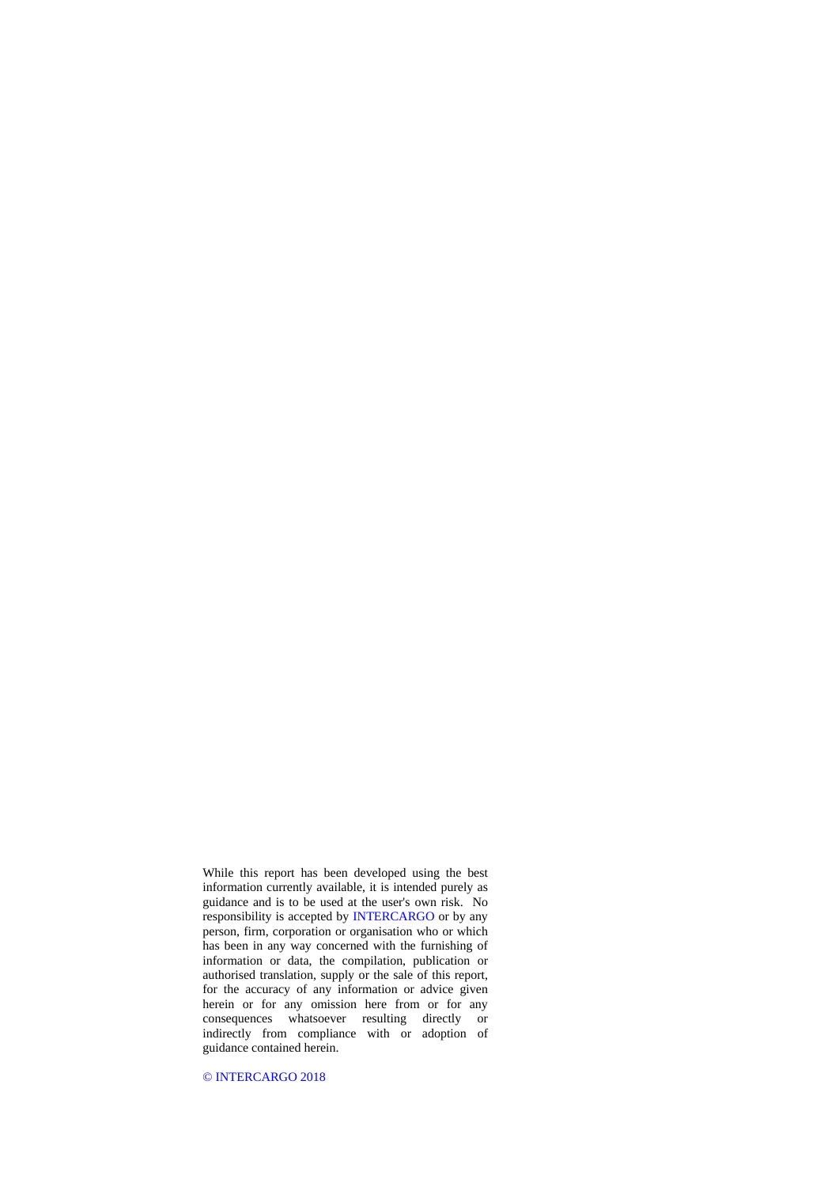While this report has been developed using the best information currently available, it is intended purely as guidance and is to be used at the user's own risk. No responsibility is accepted by INTERCARGO or by any person, firm, corporation or organisation who or which has been in any way concerned with the furnishing of information or data, the compilation, publication or authorised translation, supply or the sale of this report, for the accuracy of any information or advice given herein or for any omission here from or for any consequences whatsoever resulting directly or indirectly from compliance with or adoption of guidance contained herein.

© INTERCARGO 2018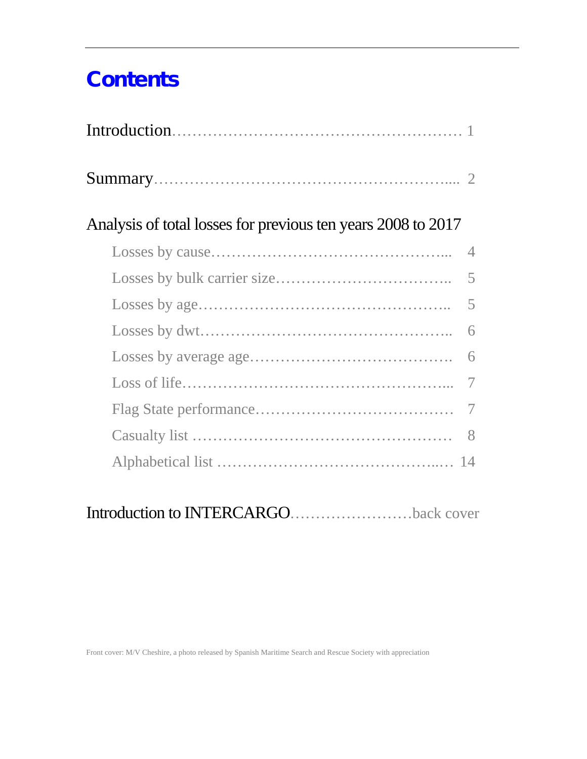# Contents

Introduction…………………………………………………… 1

Summary……………………………………………………... 2

Analysis of total losses for previous ten years 2008 to 2017

- Losses by cause………………………………………... 4
- Losses by bulk carrier size…………………………….. 5
- Losses by age………………………………………….. 5
- Losses by dwt………………………………………….. 6
- Losses by average age………………………………… 6
- Loss of life……………………………………………... 7
- Flag State performance………………………………… 7
- Casualty list …………………………………………… 8
- Alphabetical list ……………………………………..… 14

Introduction to INTERCARGO……………………back cover

Front cover: M/V Cheshire, a photo released by Spanish Maritime Search and Rescue Society with appreciation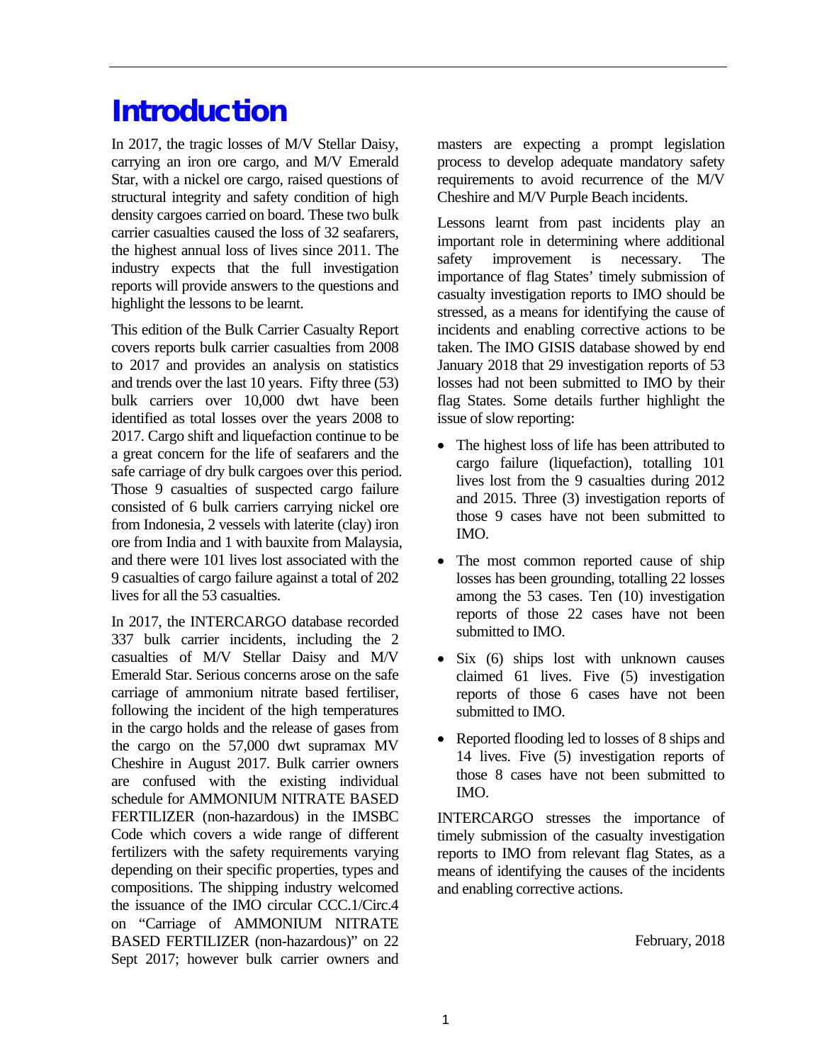# Introduction

In 2017, the tragic losses of M/V Stellar Daisy, carrying an iron ore cargo, and M/V Emerald Star, with a nickel ore cargo, raised questions of structural integrity and safety condition of high density cargoes carried on board. These two bulk carrier casualties caused the loss of 32 seafarers, the highest annual loss of lives since 2011. The industry expects that the full investigation reports will provide answers to the questions and highlight the lessons to be learnt.

This edition of the Bulk Carrier Casualty Report covers reports bulk carrier casualties from 2008 to 2017 and provides an analysis on statistics and trends over the last 10 years. Fifty three (53) bulk carriers over 10,000 dwt have been identified as total losses over the years 2008 to 2017. Cargo shift and liquefaction continue to be a great concern for the life of seafarers and the safe carriage of dry bulk cargoes over this period. Those 9 casualties of suspected cargo failure consisted of 6 bulk carriers carrying nickel ore from Indonesia, 2 vessels with laterite (clay) iron ore from India and 1 with bauxite from Malaysia, and there were 101 lives lost associated with the 9 casualties of cargo failure against a total of 202 lives for all the 53 casualties.

In 2017, the INTERCARGO database recorded 337 bulk carrier incidents, including the 2 casualties of M/V Stellar Daisy and M/V Emerald Star. Serious concerns arose on the safe carriage of ammonium nitrate based fertiliser, following the incident of the high temperatures in the cargo holds and the release of gases from the cargo on the 57,000 dwt supramax MV Cheshire in August 2017. Bulk carrier owners are confused with the existing individual schedule for AMMONIUM NITRATE BASED FERTILIZER (non-hazardous) in the IMSBC Code which covers a wide range of different fertilizers with the safety requirements varying depending on their specific properties, types and compositions. The shipping industry welcomed the issuance of the IMO circular CCC.1/Circ.4 on "Carriage of AMMONIUM NITRATE BASED FERTILIZER (non-hazardous)" on 22 Sept 2017; however bulk carrier owners and masters are expecting a prompt legislation process to develop adequate mandatory safety requirements to avoid recurrence of the M/V Cheshire and M/V Purple Beach incidents.

Lessons learnt from past incidents play an important role in determining where additional safety improvement is necessary. The importance of flag States' timely submission of casualty investigation reports to IMO should be stressed, as a means for identifying the cause of incidents and enabling corrective actions to be taken. The IMO GISIS database showed by end January 2018 that 29 investigation reports of 53 losses had not been submitted to IMO by their flag States. Some details further highlight the issue of slow reporting:

- The highest loss of life has been attributed to cargo failure (liquefaction), totalling 101 lives lost from the 9 casualties during 2012 and 2015. Three (3) investigation reports of those 9 cases have not been submitted to IMO.
- The most common reported cause of ship losses has been grounding, totalling 22 losses among the 53 cases. Ten (10) investigation reports of those 22 cases have not been submitted to IMO.
- Six (6) ships lost with unknown causes claimed 61 lives. Five (5) investigation reports of those 6 cases have not been submitted to IMO.
- Reported flooding led to losses of 8 ships and 14 lives. Five (5) investigation reports of those 8 cases have not been submitted to IMO.

INTERCARGO stresses the importance of timely submission of the casualty investigation reports to IMO from relevant flag States, as a means of identifying the causes of the incidents and enabling corrective actions.

February, 2018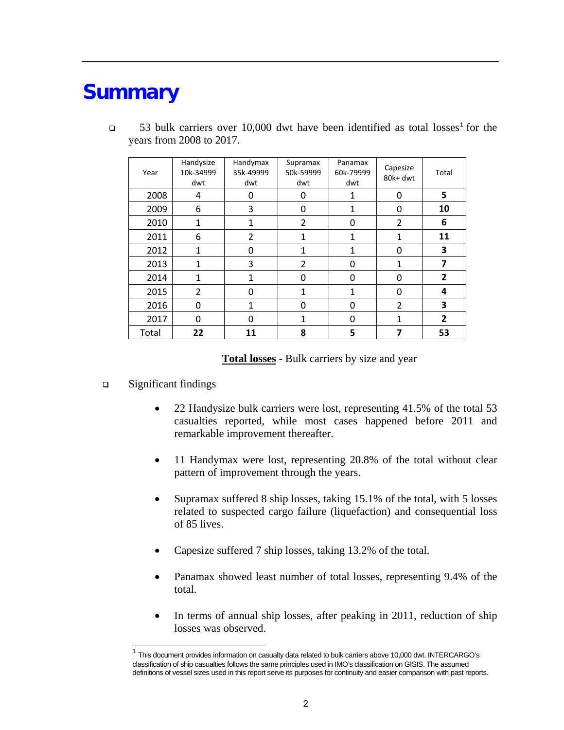# Summary

- 53 bulk carriers over 10,000 dwt have been identified as total losses[1] for the years from 2008 to 2017.

| Year | Handysize 10k-34999 dwt | Handymax 35k-49999 dwt | Supramax 50k-59999 dwt | Panamax 60k-79999 dwt | Capesize 80k+ dwt | Total |
|---|---|---|---|---|---|---|
| 2008 | 4 | 0 | 0 | 1 | 0 | **5** |
| 2009 | 6 | 3 | 0 | 1 | 0 | **10** |
| 2010 | 1 | 1 | 2 | 0 | 2 | **6** |
| 2011 | 6 | 2 | 1 | 1 | 1 | **11** |
| 2012 | 1 | 0 | 1 | 1 | 0 | **3** |
| 2013 | 1 | 3 | 2 | 0 | 1 | **7** |
| 2014 | 1 | 1 | 0 | 0 | 0 | **2** |
| 2015 | 2 | 0 | 1 | 1 | 0 | **4** |
| 2016 | 0 | 1 | 0 | 0 | 2 | **3** |
| 2017 | 0 | 0 | 1 | 0 | 1 | **2** |
| Total | **22** | **11** | **8** | **5** | **7** | **53** |

**Total losses** - Bulk carriers by size and year

- Significant findings

  - 22 Handysize bulk carriers were lost, representing 41.5% of the total 53 casualties reported, while most cases happened before 2011 and remarkable improvement thereafter.

  - 11 Handymax were lost, representing 20.8% of the total without clear pattern of improvement through the years.

  - Supramax suffered 8 ship losses, taking 15.1% of the total, with 5 losses related to suspected cargo failure (liquefaction) and consequential loss of 85 lives.

  - Capesize suffered 7 ship losses, taking 13.2% of the total.

  - Panamax showed least number of total losses, representing 9.4% of the total.

  - In terms of annual ship losses, after peaking in 2011, reduction of ship losses was observed.

[1] This document provides information on casualty data related to bulk carriers above 10,000 dwt. INTERCARGO's classification of ship casualties follows the same principles used in IMO's classification on GISIS. The assumed definitions of vessel sizes used in this report serve its purposes for continuity and easier comparison with past reports.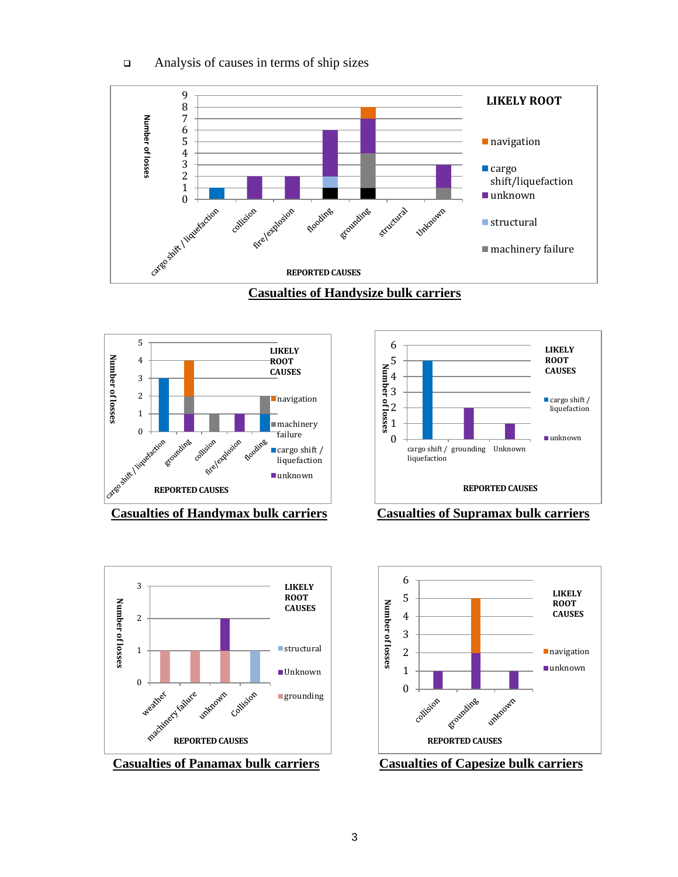- Analysis of causes in terms of ship sizes

Casualties of Handysize bulk carriers

Casualties of Handymax bulk carriers

Casualties of Supramax bulk carriers

Casualties of Panamax bulk carriers

Casualties of Capesize bulk carriers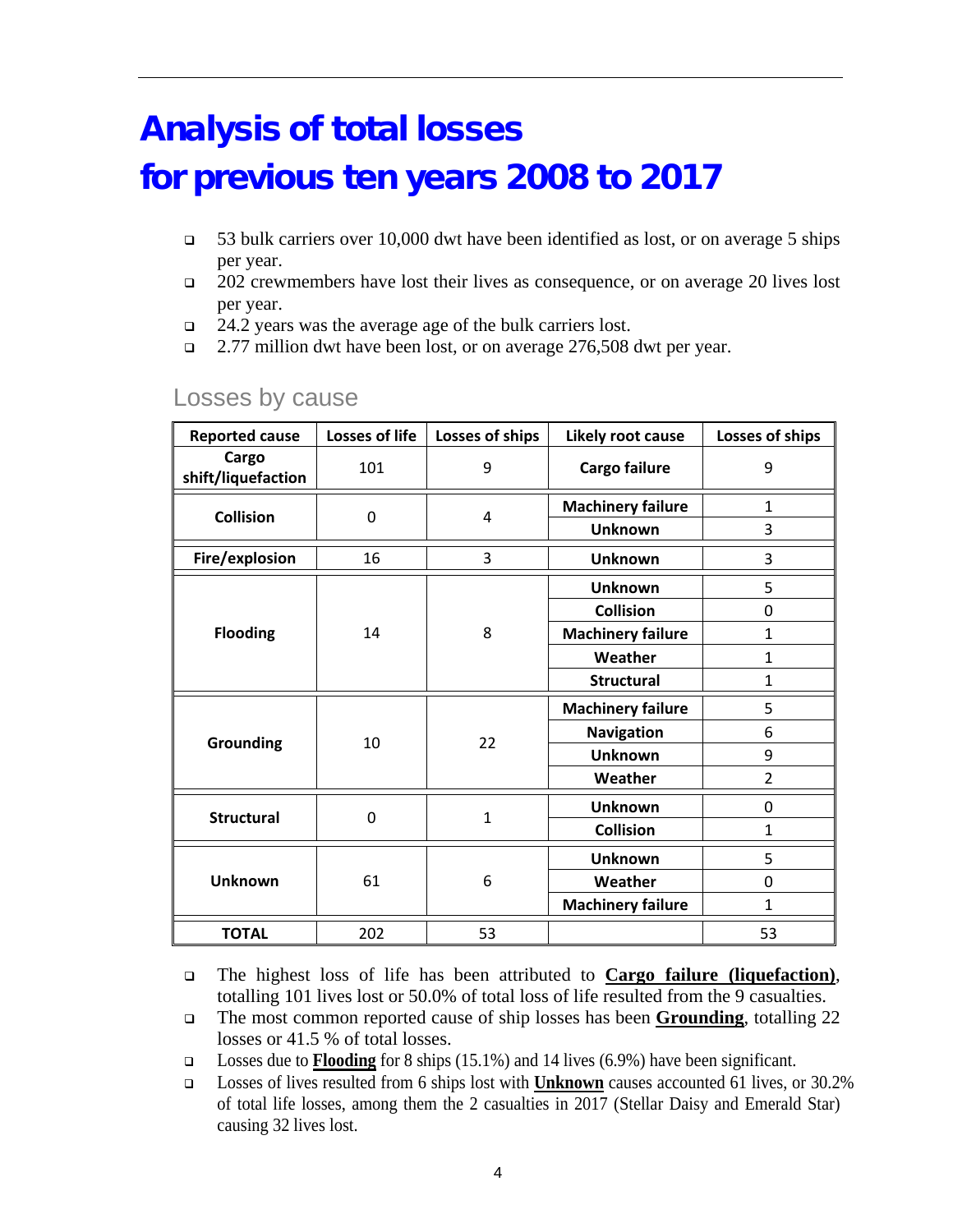# Analysis of total losses for previous ten years 2008 to 2017

- 53 bulk carriers over 10,000 dwt have been identified as lost, or on average 5 ships per year.
- 202 crewmembers have lost their lives as consequence, or on average 20 lives lost per year.
- 24.2 years was the average age of the bulk carriers lost.
- 2.77 million dwt have been lost, or on average 276,508 dwt per year.

## Losses by cause

| Reported cause | Losses of life | Losses of ships | Likely root cause | Losses of ships |
|---|---|---|---|---|
| **Cargo shift/liquefaction** | 101 | 9 | **Cargo failure** | 9 |
| **Collision** | 0 | 4 | **Machinery failure** | 1 |
| | | | **Unknown** | 3 |
| **Fire/explosion** | 16 | 3 | **Unknown** | 3 |
| **Flooding** | 14 | 8 | **Unknown** | 5 |
| | | | **Collision** | 0 |
| | | | **Machinery failure** | 1 |
| | | | **Weather** | 1 |
| | | | **Structural** | 1 |
| **Grounding** | 10 | 22 | **Machinery failure** | 5 |
| | | | **Navigation** | 6 |
| | | | **Unknown** | 9 |
| | | | **Weather** | 2 |
| **Structural** | 0 | 1 | **Unknown** | 0 |
| | | | **Collision** | 1 |
| **Unknown** | 61 | 6 | **Unknown** | 5 |
| | | | **Weather** | 0 |
| | | | **Machinery failure** | 1 |
| **TOTAL** | 202 | 53 | | 53 |

- The highest loss of life has been attributed to **Cargo failure (liquefaction)**, totalling 101 lives lost or 50.0% of total loss of life resulted from the 9 casualties.
- The most common reported cause of ship losses has been **Grounding**, totalling 22 losses or 41.5 % of total losses.
- Losses due to **Flooding** for 8 ships (15.1%) and 14 lives (6.9%) have been significant.
- Losses of lives resulted from 6 ships lost with **Unknown** causes accounted 61 lives, or 30.2% of total life losses, among them the 2 casualties in 2017 (Stellar Daisy and Emerald Star) causing 32 lives lost.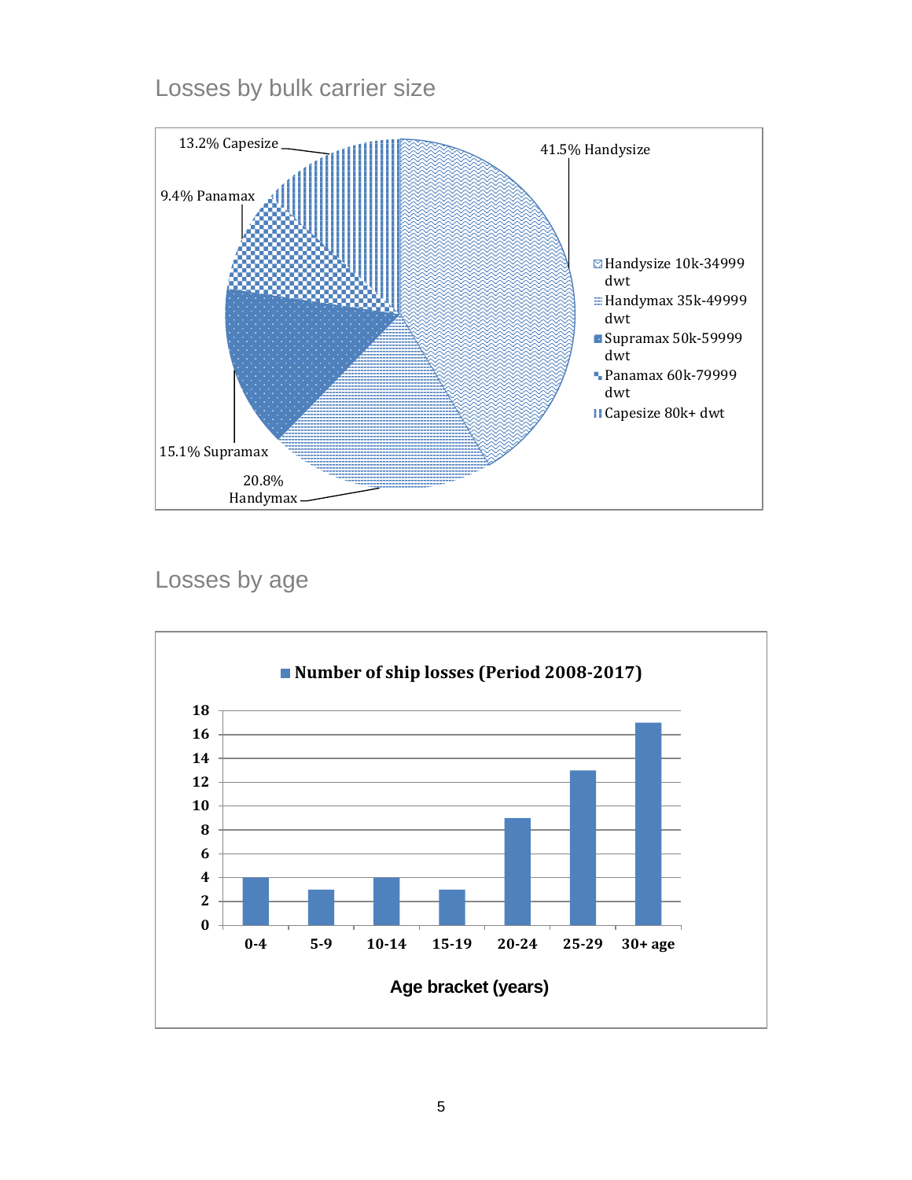## Losses by bulk carrier size

| Bulk carrier size | Share of losses |
|---|---|
| Handysize 10k-34999 dwt | 41.5% |
| Handymax 35k-49999 dwt | 20.8% |
| Supramax 50k-59999 dwt | 15.1% |
| Panamax 60k-79999 dwt | 9.4% |
| Capesize 80k+ dwt | 13.2% |

## Losses by age

**Number of ship losses (Period 2008-2017)**

| Age bracket (years) | Number of ship losses |
|---|---|
| 0-4 | 4 |
| 5-9 | 3 |
| 10-14 | 4 |
| 15-19 | 3 |
| 20-24 | 9 |
| 25-29 | 13 |
| 30+ age | 17 |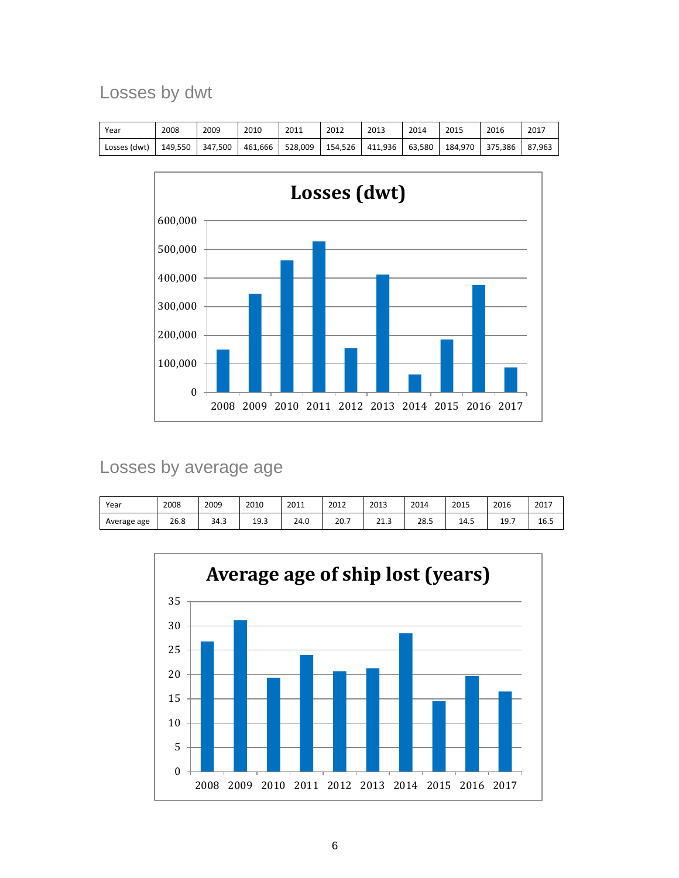## Losses by dwt

| Year | 2008 | 2009 | 2010 | 2011 | 2012 | 2013 | 2014 | 2015 | 2016 | 2017 |
|---|---|---|---|---|---|---|---|---|---|---|
| Losses (dwt) | 149,550 | 347,500 | 461,666 | 528,009 | 154,526 | 411,936 | 63,580 | 184,970 | 375,386 | 87,963 |

## Losses by average age

| Year | 2008 | 2009 | 2010 | 2011 | 2012 | 2013 | 2014 | 2015 | 2016 | 2017 |
|---|---|---|---|---|---|---|---|---|---|---|
| Average age | 26.8 | 34.3 | 19.3 | 24.0 | 20.7 | 21.3 | 28.5 | 14.5 | 19.7 | 16.5 |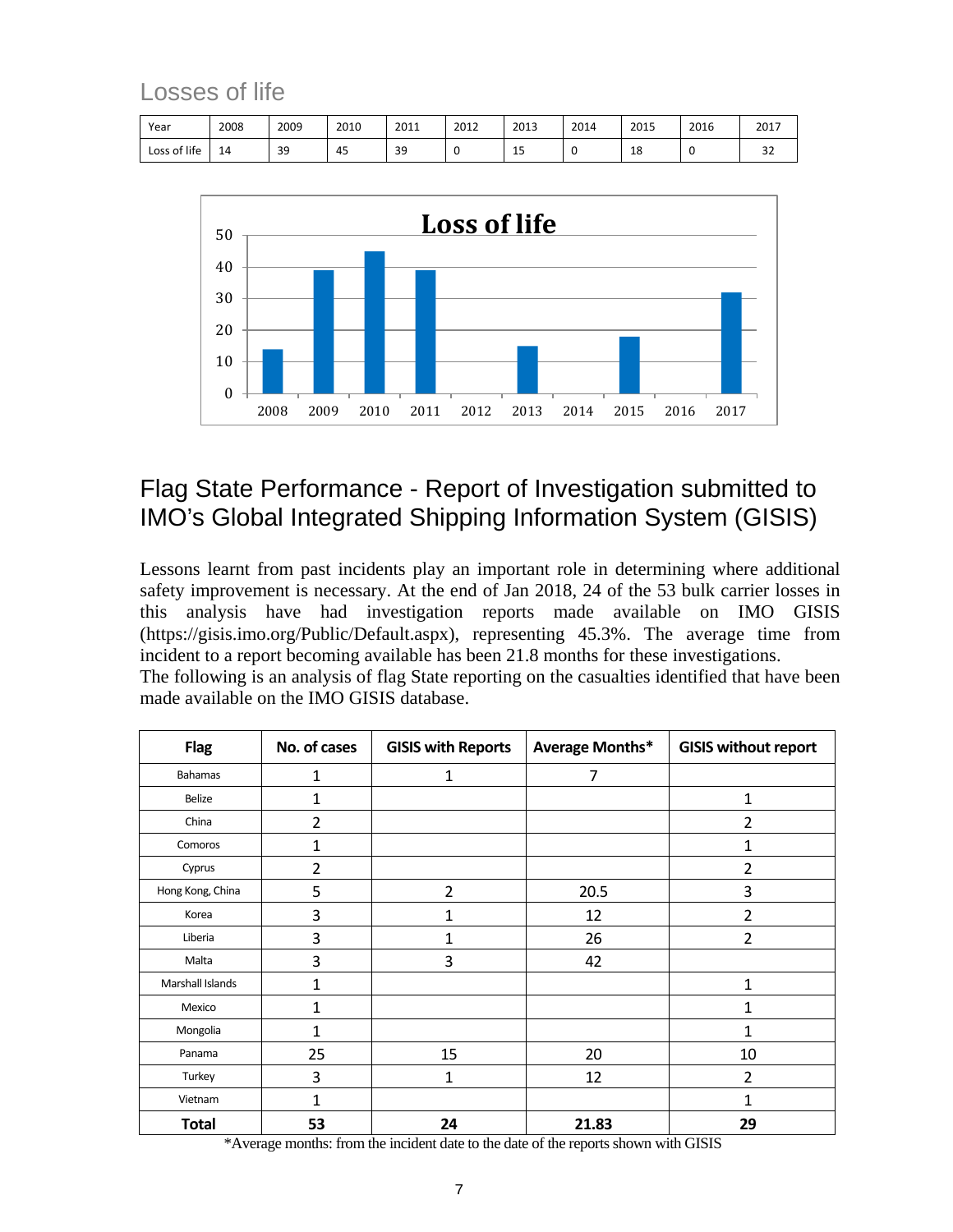## Losses of life

| Year | 2008 | 2009 | 2010 | 2011 | 2012 | 2013 | 2014 | 2015 | 2016 | 2017 |
|---|---|---|---|---|---|---|---|---|---|---|
| Loss of life | 14 | 39 | 45 | 39 | 0 | 15 | 0 | 18 | 0 | 32 |

## Flag State Performance - Report of Investigation submitted to IMO's Global Integrated Shipping Information System (GISIS)

Lessons learnt from past incidents play an important role in determining where additional safety improvement is necessary. At the end of Jan 2018, 24 of the 53 bulk carrier losses in this analysis have had investigation reports made available on IMO GISIS (https://gisis.imo.org/Public/Default.aspx), representing 45.3%. The average time from incident to a report becoming available has been 21.8 months for these investigations.

The following is an analysis of flag State reporting on the casualties identified that have been made available on the IMO GISIS database.

| Flag | No. of cases | GISIS with Reports | Average Months* | GISIS without report |
|---|---|---|---|---|
| Bahamas | 1 | 1 | 7 | |
| Belize | 1 | | | 1 |
| China | 2 | | | 2 |
| Comoros | 1 | | | 1 |
| Cyprus | 2 | | | 2 |
| Hong Kong, China | 5 | 2 | 20.5 | 3 |
| Korea | 3 | 1 | 12 | 2 |
| Liberia | 3 | 1 | 26 | 2 |
| Malta | 3 | 3 | 42 | |
| Marshall Islands | 1 | | | 1 |
| Mexico | 1 | | | 1 |
| Mongolia | 1 | | | 1 |
| Panama | 25 | 15 | 20 | 10 |
| Turkey | 3 | 1 | 12 | 2 |
| Vietnam | 1 | | | 1 |
| **Total** | **53** | **24** | **21.83** | **29** |

*Average months: from the incident date to the date of the reports shown with GISIS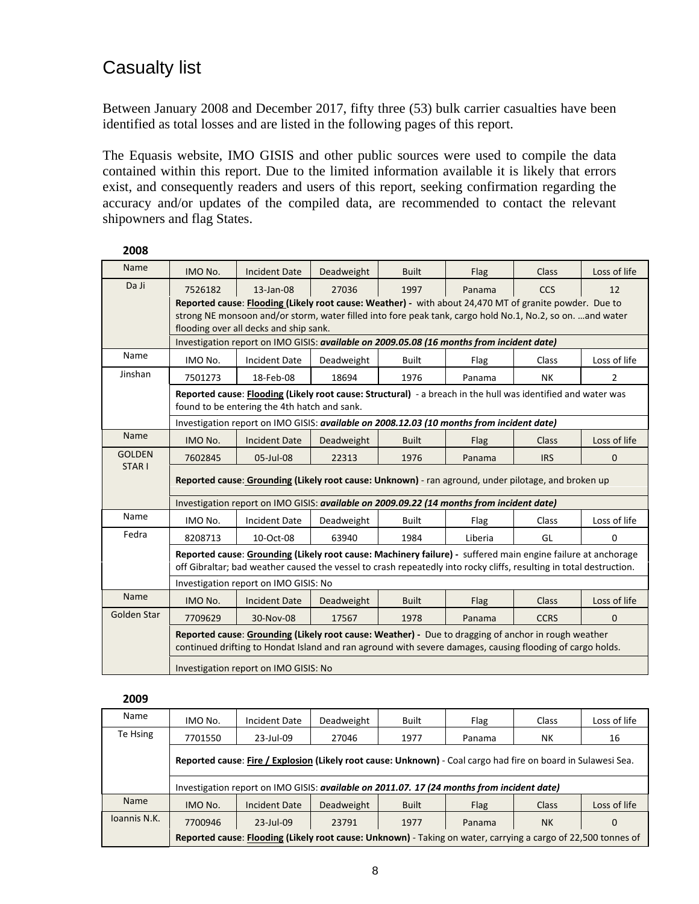# Casualty list

Between January 2008 and December 2017, fifty three (53) bulk carrier casualties have been identified as total losses and are listed in the following pages of this report.

The Equasis website, IMO GISIS and other public sources were used to compile the data contained within this report. Due to the limited information available it is likely that errors exist, and consequently readers and users of this report, seeking confirmation regarding the accuracy and/or updates of the compiled data, are recommended to contact the relevant shipowners and flag States.

**2008**

| Name | IMO No. | Incident Date | Deadweight | Built | Flag | Class | Loss of life |
|---|---|---|---|---|---|---|---|
| Da Ji | 7526182 | 13-Jan-08 | 27036 | 1997 | Panama | CCS | 12 |
| | **Reported cause**: **Flooding (Likely root cause: Weather) -** with about 24,470 MT of granite powder. Due to strong NE monsoon and/or storm, water filled into fore peak tank, cargo hold No.1, No.2, so on. …and water flooding over all decks and ship sank. | | | | | | |
| | Investigation report on IMO GISIS: ***available on 2009.05.08 (16 months from incident date)*** | | | | | | |
| Name | IMO No. | Incident Date | Deadweight | Built | Flag | Class | Loss of life |
| Jinshan | 7501273 | 18-Feb-08 | 18694 | 1976 | Panama | NK | 2 |
| | **Reported cause**: **Flooding (Likely root cause: Structural)** - a breach in the hull was identified and water was found to be entering the 4th hatch and sank. | | | | | | |
| | Investigation report on IMO GISIS: ***available on 2008.12.03 (10 months from incident date)*** | | | | | | |
| Name | IMO No. | Incident Date | Deadweight | Built | Flag | Class | Loss of life |
| GOLDEN STAR I | 7602845 | 05-Jul-08 | 22313 | 1976 | Panama | IRS | 0 |
| | **Reported cause**: **Grounding (Likely root cause: Unknown)** - ran aground, under pilotage, and broken up | | | | | | |
| | Investigation report on IMO GISIS: ***available on 2009.09.22 (14 months from incident date)*** | | | | | | |
| Name | IMO No. | Incident Date | Deadweight | Built | Flag | Class | Loss of life |
| Fedra | 8208713 | 10-Oct-08 | 63940 | 1984 | Liberia | GL | 0 |
| | **Reported cause**: **Grounding (Likely root cause: Machinery failure) -** suffered main engine failure at anchorage off Gibraltar; bad weather caused the vessel to crash repeatedly into rocky cliffs, resulting in total destruction. | | | | | | |
| | Investigation report on IMO GISIS: No | | | | | | |
| Name | IMO No. | Incident Date | Deadweight | Built | Flag | Class | Loss of life |
| Golden Star | 7709629 | 30-Nov-08 | 17567 | 1978 | Panama | CCRS | 0 |
| | **Reported cause**: **Grounding (Likely root cause: Weather) -** Due to dragging of anchor in rough weather continued drifting to Hondat Island and ran aground with severe damages, causing flooding of cargo holds. | | | | | | |
| | Investigation report on IMO GISIS: No | | | | | | |

**2009**

| Name | IMO No. | Incident Date | Deadweight | Built | Flag | Class | Loss of life |
|---|---|---|---|---|---|---|---|
| Te Hsing | 7701550 | 23-Jul-09 | 27046 | 1977 | Panama | NK | 16 |
| | **Reported cause**: **Fire / Explosion (Likely root cause: Unknown)** - Coal cargo had fire on board in Sulawesi Sea. | | | | | | |
| | Investigation report on IMO GISIS: ***available on 2011.07. 17 (24 months from incident date)*** | | | | | | |
| Name | IMO No. | Incident Date | Deadweight | Built | Flag | Class | Loss of life |
| Ioannis N.K. | 7700946 | 23-Jul-09 | 23791 | 1977 | Panama | NK | 0 |
| | **Reported cause**: **Flooding (Likely root cause: Unknown)** - Taking on water, carrying a cargo of 22,500 tonnes of | | | | | | |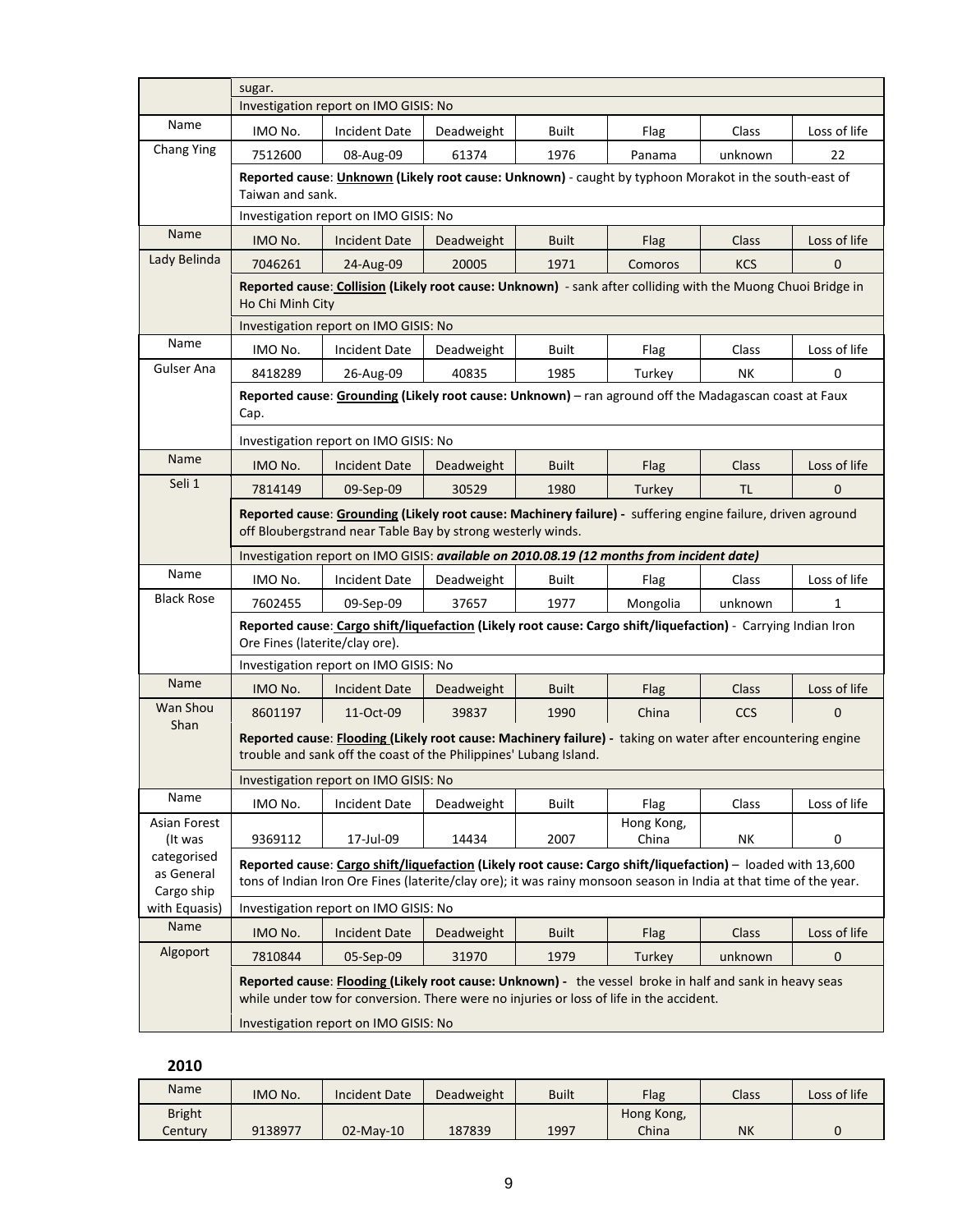| | | | | | | | |
|---|---|---|---|---|---|---|---|
| | sugar. | | | | | | |
| | Investigation report on IMO GISIS: No | | | | | | |
| Name | IMO No. | Incident Date | Deadweight | Built | Flag | Class | Loss of life |
| Chang Ying | 7512600 | 08-Aug-09 | 61374 | 1976 | Panama | unknown | 22 |
| | **Reported cause**: **Unknown (Likely root cause: Unknown)** - caught by typhoon Morakot in the south-east of Taiwan and sank. | | | | | | |
| | Investigation report on IMO GISIS: No | | | | | | |
| Name | IMO No. | Incident Date | Deadweight | Built | Flag | Class | Loss of life |
| Lady Belinda | 7046261 | 24-Aug-09 | 20005 | 1971 | Comoros | KCS | 0 |
| | **Reported cause**: **Collision (Likely root cause: Unknown)** - sank after colliding with the Muong Chuoi Bridge in Ho Chi Minh City | | | | | | |
| | Investigation report on IMO GISIS: No | | | | | | |
| Name | IMO No. | Incident Date | Deadweight | Built | Flag | Class | Loss of life |
| Gulser Ana | 8418289 | 26-Aug-09 | 40835 | 1985 | Turkey | NK | 0 |
| | **Reported cause**: **Grounding (Likely root cause: Unknown)** – ran aground off the Madagascan coast at Faux Cap. | | | | | | |
| | Investigation report on IMO GISIS: No | | | | | | |
| Name | IMO No. | Incident Date | Deadweight | Built | Flag | Class | Loss of life |
| Seli 1 | 7814149 | 09-Sep-09 | 30529 | 1980 | Turkey | TL | 0 |
| | **Reported cause**: **Grounding (Likely root cause: Machinery failure)** - suffering engine failure, driven aground off Bloubergstrand near Table Bay by strong westerly winds. | | | | | | |
| | Investigation report on IMO GISIS: ***available on 2010.08.19 (12 months from incident date)*** | | | | | | |
| Name | IMO No. | Incident Date | Deadweight | Built | Flag | Class | Loss of life |
| Black Rose | 7602455 | 09-Sep-09 | 37657 | 1977 | Mongolia | unknown | 1 |
| | **Reported cause**: **Cargo shift/liquefaction (Likely root cause: Cargo shift/liquefaction)** - Carrying Indian Iron Ore Fines (laterite/clay ore). | | | | | | |
| | Investigation report on IMO GISIS: No | | | | | | |
| Name | IMO No. | Incident Date | Deadweight | Built | Flag | Class | Loss of life |
| Wan Shou Shan | 8601197 | 11-Oct-09 | 39837 | 1990 | China | CCS | 0 |
| | **Reported cause**: **Flooding (Likely root cause: Machinery failure)** - taking on water after encountering engine trouble and sank off the coast of the Philippines' Lubang Island. | | | | | | |
| | Investigation report on IMO GISIS: No | | | | | | |
| Name | IMO No. | Incident Date | Deadweight | Built | Flag | Class | Loss of life |
| Asian Forest (It was categorised as General Cargo ship with Equasis) | 9369112 | 17-Jul-09 | 14434 | 2007 | Hong Kong, China | NK | 0 |
| | **Reported cause**: **Cargo shift/liquefaction (Likely root cause: Cargo shift/liquefaction)** – loaded with 13,600 tons of Indian Iron Ore Fines (laterite/clay ore); it was rainy monsoon season in India at that time of the year. | | | | | | |
| | Investigation report on IMO GISIS: No | | | | | | |
| Name | IMO No. | Incident Date | Deadweight | Built | Flag | Class | Loss of life |
| Algoport | 7810844 | 05-Sep-09 | 31970 | 1979 | Turkey | unknown | 0 |
| | **Reported cause**: **Flooding (Likely root cause: Unknown)** - the vessel broke in half and sank in heavy seas while under tow for conversion. There were no injuries or loss of life in the accident. | | | | | | |
| | Investigation report on IMO GISIS: No | | | | | | |

**2010**

| Name | IMO No. | Incident Date | Deadweight | Built | Flag | Class | Loss of life |
|---|---|---|---|---|---|---|---|
| Bright Century | 9138977 | 02-May-10 | 187839 | 1997 | Hong Kong, China | NK | 0 |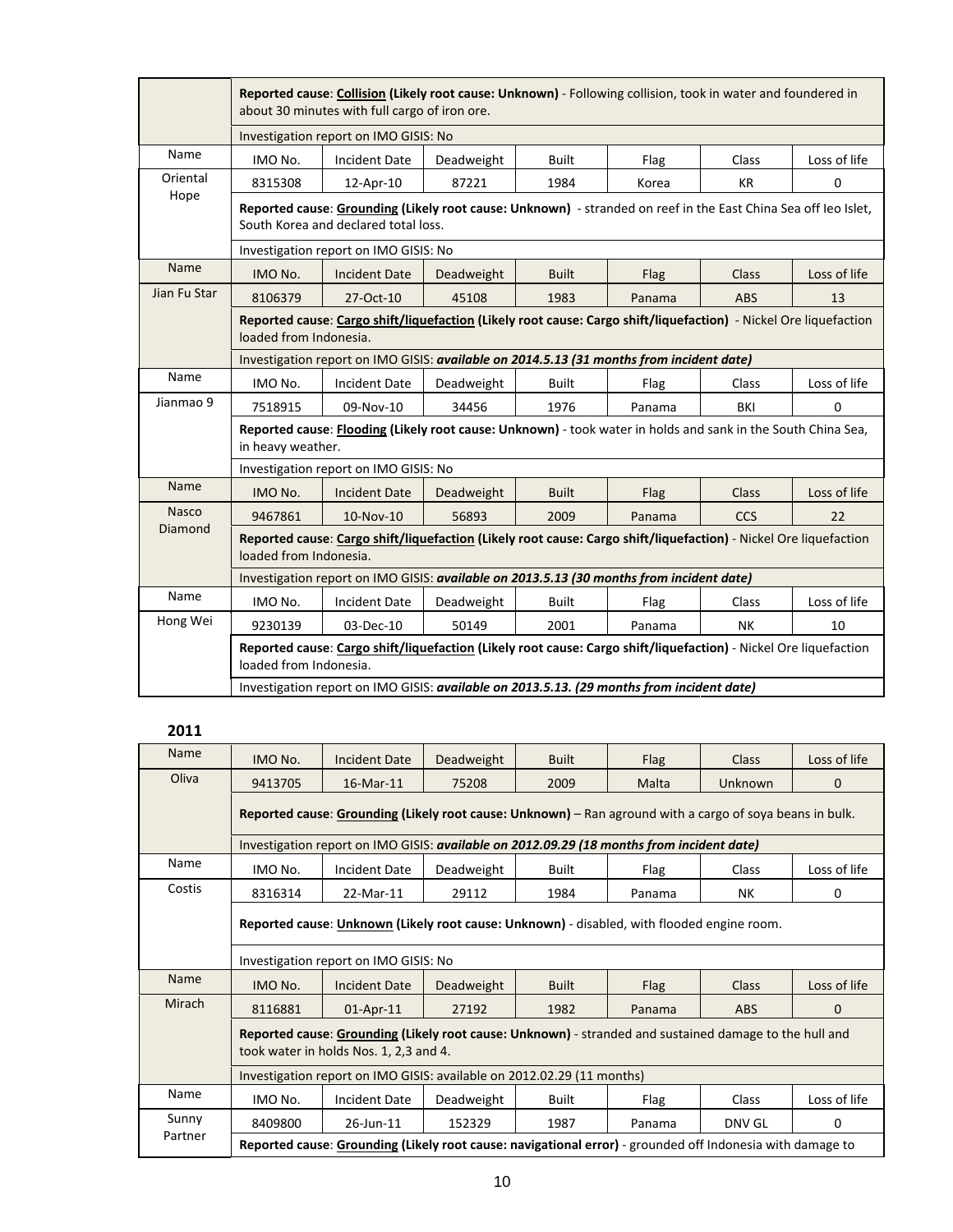| Name | IMO No. | Incident Date | Deadweight | Built | Flag | Class | Loss of life |
|---|---|---|---|---|---|---|---|
| | **Reported cause**: **Collision (Likely root cause: Unknown)** - Following collision, took in water and foundered in about 30 minutes with full cargo of iron ore. | | | | | | |
| | Investigation report on IMO GISIS: No | | | | | | |
| Name | IMO No. | Incident Date | Deadweight | Built | Flag | Class | Loss of life |
| Oriental Hope | 8315308 | 12-Apr-10 | 87221 | 1984 | Korea | KR | 0 |
| | **Reported cause**: **Grounding (Likely root cause: Unknown)** - stranded on reef in the East China Sea off Ieo Islet, South Korea and declared total loss. | | | | | | |
| | Investigation report on IMO GISIS: No | | | | | | |
| Name | IMO No. | Incident Date | Deadweight | Built | Flag | Class | Loss of life |
| Jian Fu Star | 8106379 | 27-Oct-10 | 45108 | 1983 | Panama | ABS | 13 |
| | **Reported cause**: **Cargo shift/liquefaction (Likely root cause: Cargo shift/liquefaction)** - Nickel Ore liquefaction loaded from Indonesia. | | | | | | |
| | Investigation report on IMO GISIS: ***available on 2014.5.13 (31 months from incident date)*** | | | | | | |
| Name | IMO No. | Incident Date | Deadweight | Built | Flag | Class | Loss of life |
| Jianmao 9 | 7518915 | 09-Nov-10 | 34456 | 1976 | Panama | BKI | 0 |
| | **Reported cause**: **Flooding (Likely root cause: Unknown)** - took water in holds and sank in the South China Sea, in heavy weather. | | | | | | |
| | Investigation report on IMO GISIS: No | | | | | | |
| Name | IMO No. | Incident Date | Deadweight | Built | Flag | Class | Loss of life |
| Nasco Diamond | 9467861 | 10-Nov-10 | 56893 | 2009 | Panama | CCS | 22 |
| | **Reported cause**: **Cargo shift/liquefaction (Likely root cause: Cargo shift/liquefaction)** - Nickel Ore liquefaction loaded from Indonesia. | | | | | | |
| | Investigation report on IMO GISIS: ***available on 2013.5.13 (30 months from incident date)*** | | | | | | |
| Name | IMO No. | Incident Date | Deadweight | Built | Flag | Class | Loss of life |
| Hong Wei | 9230139 | 03-Dec-10 | 50149 | 2001 | Panama | NK | 10 |
| | **Reported cause**: **Cargo shift/liquefaction (Likely root cause: Cargo shift/liquefaction)** - Nickel Ore liquefaction loaded from Indonesia. | | | | | | |
| | Investigation report on IMO GISIS: ***available on 2013.5.13. (29 months from incident date)*** | | | | | | |

**2011**

| Name | IMO No. | Incident Date | Deadweight | Built | Flag | Class | Loss of life |
|---|---|---|---|---|---|---|---|
| Oliva | 9413705 | 16-Mar-11 | 75208 | 2009 | Malta | Unknown | 0 |
| | **Reported cause**: **Grounding (Likely root cause: Unknown)** – Ran aground with a cargo of soya beans in bulk. | | | | | | |
| | Investigation report on IMO GISIS: ***available on 2012.09.29 (18 months from incident date)*** | | | | | | |
| Name | IMO No. | Incident Date | Deadweight | Built | Flag | Class | Loss of life |
| Costis | 8316314 | 22-Mar-11 | 29112 | 1984 | Panama | NK | 0 |
| | **Reported cause**: **Unknown (Likely root cause: Unknown)** - disabled, with flooded engine room. | | | | | | |
| | Investigation report on IMO GISIS: No | | | | | | |
| Name | IMO No. | Incident Date | Deadweight | Built | Flag | Class | Loss of life |
| Mirach | 8116881 | 01-Apr-11 | 27192 | 1982 | Panama | ABS | 0 |
| | **Reported cause**: **Grounding (Likely root cause: Unknown)** - stranded and sustained damage to the hull and took water in holds Nos. 1, 2,3 and 4. | | | | | | |
| | Investigation report on IMO GISIS: available on 2012.02.29 (11 months) | | | | | | |
| Name | IMO No. | Incident Date | Deadweight | Built | Flag | Class | Loss of life |
| Sunny Partner | 8409800 | 26-Jun-11 | 152329 | 1987 | Panama | DNV GL | 0 |
| | **Reported cause**: **Grounding (Likely root cause: navigational error)** - grounded off Indonesia with damage to | | | | | | |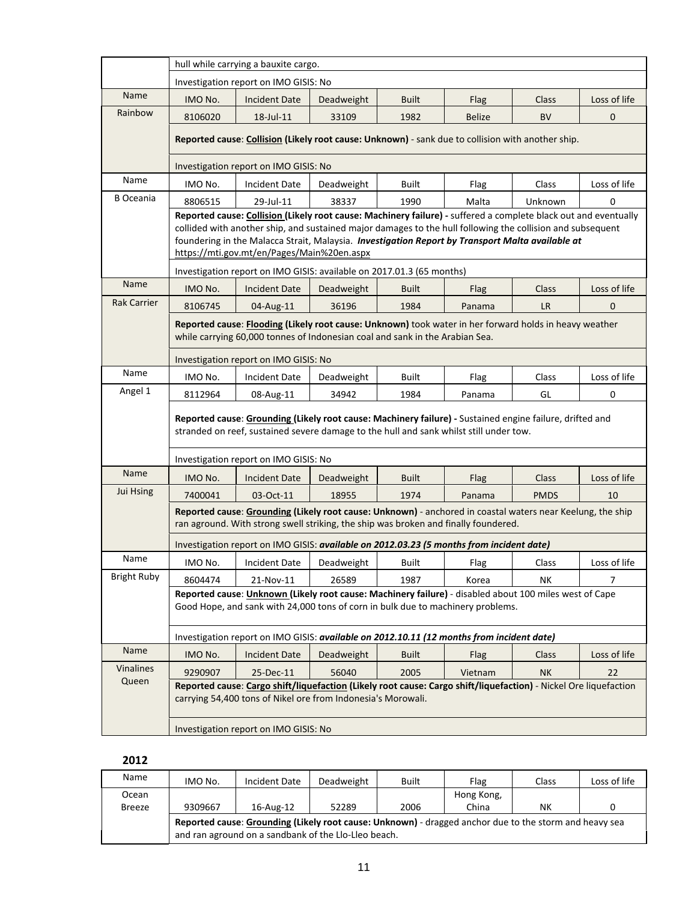| | | | | | | | |
|---|---|---|---|---|---|---|---|
| | hull while carrying a bauxite cargo. | | | | | | |
| | Investigation report on IMO GISIS: No | | | | | | |
| Name | IMO No. | Incident Date | Deadweight | Built | Flag | Class | Loss of life |
| Rainbow | 8106020 | 18-Jul-11 | 33109 | 1982 | Belize | BV | 0 |
| | **Reported cause**: **Collision (Likely root cause: Unknown)** - sank due to collision with another ship. | | | | | | |
| | Investigation report on IMO GISIS: No | | | | | | |
| Name | IMO No. | Incident Date | Deadweight | Built | Flag | Class | Loss of life |
| B Oceania | 8806515 | 29-Jul-11 | 38337 | 1990 | Malta | Unknown | 0 |
| | **Reported cause: Collision (Likely root cause: Machinery failure) -** suffered a complete black out and eventually collided with another ship, and sustained major damages to the hull following the collision and subsequent foundering in the Malacca Strait, Malaysia. ***Investigation Report by Transport Malta available at*** https://mti.gov.mt/en/Pages/Main%20en.aspx | | | | | | |
| | Investigation report on IMO GISIS: available on 2017.01.3 (65 months) | | | | | | |
| Name | IMO No. | Incident Date | Deadweight | Built | Flag | Class | Loss of life |
| Rak Carrier | 8106745 | 04-Aug-11 | 36196 | 1984 | Panama | LR | 0 |
| | **Reported cause**: **Flooding (Likely root cause: Unknown)** took water in her forward holds in heavy weather while carrying 60,000 tonnes of Indonesian coal and sank in the Arabian Sea. | | | | | | |
| | Investigation report on IMO GISIS: No | | | | | | |
| Name | IMO No. | Incident Date | Deadweight | Built | Flag | Class | Loss of life |
| Angel 1 | 8112964 | 08-Aug-11 | 34942 | 1984 | Panama | GL | 0 |
| | **Reported cause**: **Grounding (Likely root cause: Machinery failure) -** Sustained engine failure, drifted and stranded on reef, sustained severe damage to the hull and sank whilst still under tow. | | | | | | |
| | Investigation report on IMO GISIS: No | | | | | | |
| Name | IMO No. | Incident Date | Deadweight | Built | Flag | Class | Loss of life |
| Jui Hsing | 7400041 | 03-Oct-11 | 18955 | 1974 | Panama | PMDS | 10 |
| | **Reported cause**: **Grounding (Likely root cause: Unknown)** - anchored in coastal waters near Keelung, the ship ran aground. With strong swell striking, the ship was broken and finally foundered. | | | | | | |
| | Investigation report on IMO GISIS: ***available on 2012.03.23 (5 months from incident date)*** | | | | | | |
| Name | IMO No. | Incident Date | Deadweight | Built | Flag | Class | Loss of life |
| Bright Ruby | 8604474 | 21-Nov-11 | 26589 | 1987 | Korea | NK | 7 |
| | **Reported cause**: **Unknown (Likely root cause: Machinery failure)** - disabled about 100 miles west of Cape Good Hope, and sank with 24,000 tons of corn in bulk due to machinery problems. | | | | | | |
| | Investigation report on IMO GISIS: ***available on 2012.10.11 (12 months from incident date)*** | | | | | | |
| Name | IMO No. | Incident Date | Deadweight | Built | Flag | Class | Loss of life |
| Vinalines Queen | 9290907 | 25-Dec-11 | 56040 | 2005 | Vietnam | NK | 22 |
| | **Reported cause**: **Cargo shift/liquefaction (Likely root cause: Cargo shift/liquefaction)** - Nickel Ore liquefaction carrying 54,400 tons of Nikel ore from Indonesia's Morowali. | | | | | | |
| | Investigation report on IMO GISIS: No | | | | | | |

**2012**

| Name | IMO No. | Incident Date | Deadweight | Built | Flag | Class | Loss of life |
|---|---|---|---|---|---|---|---|
| Ocean Breeze | 9309667 | 16-Aug-12 | 52289 | 2006 | Hong Kong, China | NK | 0 |
| | **Reported cause**: **Grounding (Likely root cause: Unknown)** - dragged anchor due to the storm and heavy sea and ran aground on a sandbank of the Llo-Lleo beach. | | | | | | |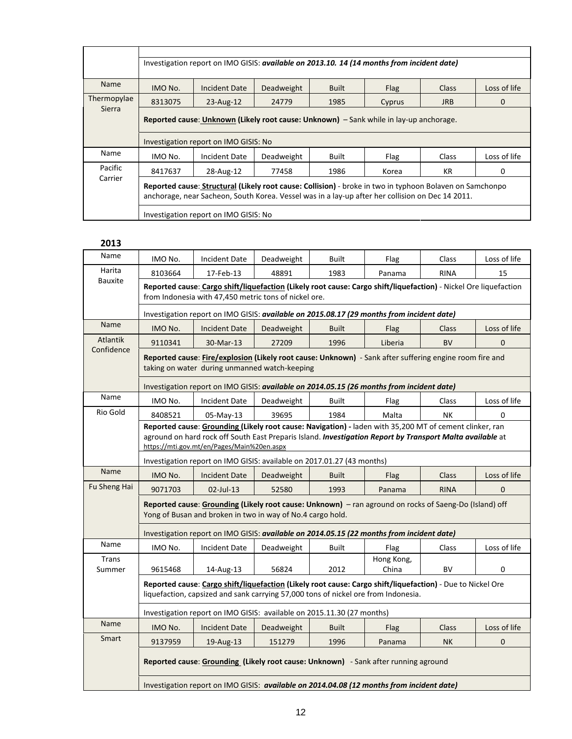| | |
|---|---|
| | Investigation report on IMO GISIS: ***available on 2013.10. 14 (14 months from incident date)*** |

| Name | IMO No. | Incident Date | Deadweight | Built | Flag | Class | Loss of life |
|---|---|---|---|---|---|---|---|
| Thermopylae Sierra | 8313075 | 23-Aug-12 | 24779 | 1985 | Cyprus | JRB | 0 |
| | **Reported cause**: **<u>Unknown</u> (Likely root cause: Unknown)** – Sank while in lay-up anchorage. | | | | | | |
| | Investigation report on IMO GISIS: No | | | | | | |
| Name | IMO No. | Incident Date | Deadweight | Built | Flag | Class | Loss of life |
| Pacific Carrier | 8417637 | 28-Aug-12 | 77458 | 1986 | Korea | KR | 0 |
| | **Reported cause**: **<u>Structural</u> (Likely root cause: Collision)** - broke in two in typhoon Bolaven on Samchonpo anchorage, near Sacheon, South Korea. Vessel was in a lay-up after her collision on Dec 14 2011. | | | | | | |
| | Investigation report on IMO GISIS: No | | | | | | |

## 2013

| Name | IMO No. | Incident Date | Deadweight | Built | Flag | Class | Loss of life |
|---|---|---|---|---|---|---|---|
| Harita Bauxite | 8103664 | 17-Feb-13 | 48891 | 1983 | Panama | RINA | 15 |
| | **Reported cause**: **<u>Cargo shift/liquefaction</u> (Likely root cause: Cargo shift/liquefaction)** - Nickel Ore liquefaction from Indonesia with 47,450 metric tons of nickel ore. | | | | | | |
| | Investigation report on IMO GISIS: ***available on 2015.08.17 (29 months from incident date)*** | | | | | | |
| Name | IMO No. | Incident Date | Deadweight | Built | Flag | Class | Loss of life |
| Atlantik Confidence | 9110341 | 30-Mar-13 | 27209 | 1996 | Liberia | BV | 0 |
| | **Reported cause**: **<u>Fire/explosion</u> (Likely root cause: Unknown)** - Sank after suffering engine room fire and taking on water during unmanned watch-keeping | | | | | | |
| | Investigation report on IMO GISIS: ***available on 2014.05.15 (26 months from incident date)*** | | | | | | |
| Name | IMO No. | Incident Date | Deadweight | Built | Flag | Class | Loss of life |
| Rio Gold | 8408521 | 05-May-13 | 39695 | 1984 | Malta | NK | 0 |
| | **Reported cause**: **<u>Grounding</u> (Likely root cause: Navigation) -** laden with 35,200 MT of cement clinker, ran aground on hard rock off South East Preparis Island. ***Investigation Report by Transport Malta available*** at https://mti.gov.mt/en/Pages/Main%20en.aspx | | | | | | |
| | Investigation report on IMO GISIS: available on 2017.01.27 (43 months) | | | | | | |
| Name | IMO No. | Incident Date | Deadweight | Built | Flag | Class | Loss of life |
| Fu Sheng Hai | 9071703 | 02-Jul-13 | 52580 | 1993 | Panama | RINA | 0 |
| | **Reported cause**: **<u>Grounding</u> (Likely root cause: Unknown)** – ran aground on rocks of Saeng-Do (Island) off Yong of Busan and broken in two in way of No.4 cargo hold. | | | | | | |
| | Investigation report on IMO GISIS: ***available on 2014.05.15 (22 months from incident date)*** | | | | | | |
| Name | IMO No. | Incident Date | Deadweight | Built | Flag | Class | Loss of life |
| Trans Summer | 9615468 | 14-Aug-13 | 56824 | 2012 | Hong Kong, China | BV | 0 |
| | **Reported cause**: **<u>Cargo shift/liquefaction</u> (Likely root cause: Cargo shift/liquefaction)** - Due to Nickel Ore liquefaction, capsized and sank carrying 57,000 tons of nickel ore from Indonesia. | | | | | | |
| | Investigation report on IMO GISIS: available on 2015.11.30 (27 months) | | | | | | |
| Name | IMO No. | Incident Date | Deadweight | Built | Flag | Class | Loss of life |
| Smart | 9137959 | 19-Aug-13 | 151279 | 1996 | Panama | NK | 0 |
| | **Reported cause**: **<u>Grounding</u> (Likely root cause: Unknown)** - Sank after running aground | | | | | | |
| | Investigation report on IMO GISIS: ***available on 2014.04.08 (12 months from incident date)*** | | | | | | |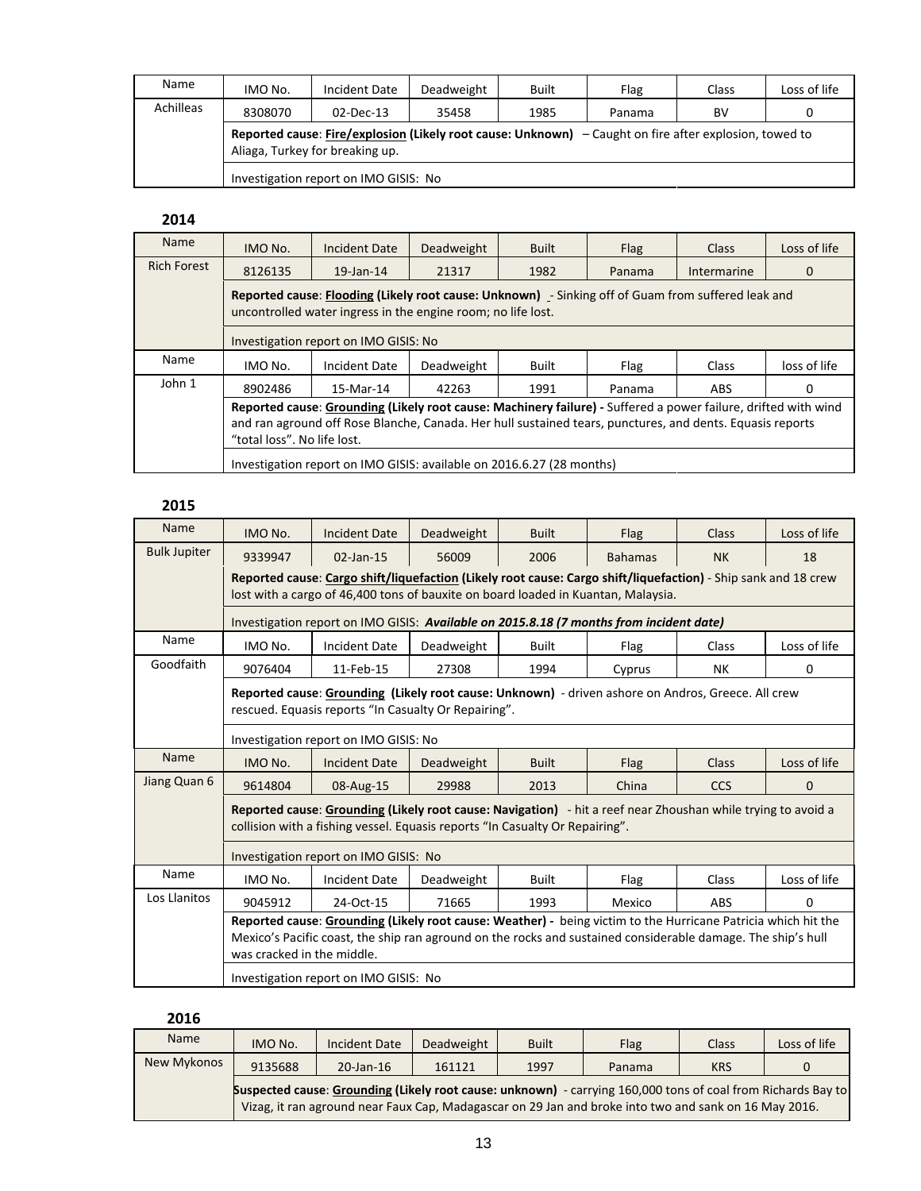| Name | IMO No. | Incident Date | Deadweight | Built | Flag | Class | Loss of life |
|---|---|---|---|---|---|---|---|
| Achilleas | 8308070 | 02-Dec-13 | 35458 | 1985 | Panama | BV | 0 |
| | **Reported cause**: **<u>Fire/explosion</u> (Likely root cause: Unknown)** – Caught on fire after explosion, towed to Aliaga, Turkey for breaking up. | | | | | | |
| | Investigation report on IMO GISIS: No | | | | | | |

## 2014

| Name | IMO No. | Incident Date | Deadweight | Built | Flag | Class | Loss of life |
|---|---|---|---|---|---|---|---|
| Rich Forest | 8126135 | 19-Jan-14 | 21317 | 1982 | Panama | Intermarine | 0 |
| | **Reported cause**: **<u>Flooding</u> (Likely root cause: Unknown)** - Sinking off of Guam from suffered leak and uncontrolled water ingress in the engine room; no life lost. | | | | | | |
| | Investigation report on IMO GISIS: No | | | | | | |
| Name | IMO No. | Incident Date | Deadweight | Built | Flag | Class | loss of life |
| John 1 | 8902486 | 15-Mar-14 | 42263 | 1991 | Panama | ABS | 0 |
| | **Reported cause**: **<u>Grounding</u> (Likely root cause: Machinery failure) -** Suffered a power failure, drifted with wind and ran aground off Rose Blanche, Canada. Her hull sustained tears, punctures, and dents. Equasis reports "total loss". No life lost. | | | | | | |
| | Investigation report on IMO GISIS: available on 2016.6.27 (28 months) | | | | | | |

## 2015

| Name | IMO No. | Incident Date | Deadweight | Built | Flag | Class | Loss of life |
|---|---|---|---|---|---|---|---|
| Bulk Jupiter | 9339947 | 02-Jan-15 | 56009 | 2006 | Bahamas | NK | 18 |
| | **Reported cause**: **<u>Cargo shift/liquefaction</u> (Likely root cause: Cargo shift/liquefaction)** - Ship sank and 18 crew lost with a cargo of 46,400 tons of bauxite on board loaded in Kuantan, Malaysia. | | | | | | |
| | Investigation report on IMO GISIS: ***Available on 2015.8.18 (7 months from incident date)*** | | | | | | |
| Name | IMO No. | Incident Date | Deadweight | Built | Flag | Class | Loss of life |
| Goodfaith | 9076404 | 11-Feb-15 | 27308 | 1994 | Cyprus | NK | 0 |
| | **Reported cause**: **<u>Grounding</u> (Likely root cause: Unknown)** - driven ashore on Andros, Greece. All crew rescued. Equasis reports "In Casualty Or Repairing". | | | | | | |
| | Investigation report on IMO GISIS: No | | | | | | |
| Name | IMO No. | Incident Date | Deadweight | Built | Flag | Class | Loss of life |
| Jiang Quan 6 | 9614804 | 08-Aug-15 | 29988 | 2013 | China | CCS | 0 |
| | **Reported cause**: **<u>Grounding</u> (Likely root cause: Navigation)** - hit a reef near Zhoushan while trying to avoid a collision with a fishing vessel. Equasis reports "In Casualty Or Repairing". | | | | | | |
| | Investigation report on IMO GISIS: No | | | | | | |
| Name | IMO No. | Incident Date | Deadweight | Built | Flag | Class | Loss of life |
| Los Llanitos | 9045912 | 24-Oct-15 | 71665 | 1993 | Mexico | ABS | 0 |
| | **Reported cause**: **<u>Grounding</u> (Likely root cause: Weather) -** being victim to the Hurricane Patricia which hit the Mexico's Pacific coast, the ship ran aground on the rocks and sustained considerable damage. The ship's hull was cracked in the middle. | | | | | | |
| | Investigation report on IMO GISIS: No | | | | | | |

## 2016

| Name | IMO No. | Incident Date | Deadweight | Built | Flag | Class | Loss of life |
|---|---|---|---|---|---|---|---|
| New Mykonos | 9135688 | 20-Jan-16 | 161121 | 1997 | Panama | KRS | 0 |
| | **Suspected cause**: **<u>Grounding</u> (Likely root cause: unknown)** - carrying 160,000 tons of coal from Richards Bay to Vizag, it ran aground near Faux Cap, Madagascar on 29 Jan and broke into two and sank on 16 May 2016. | | | | | | |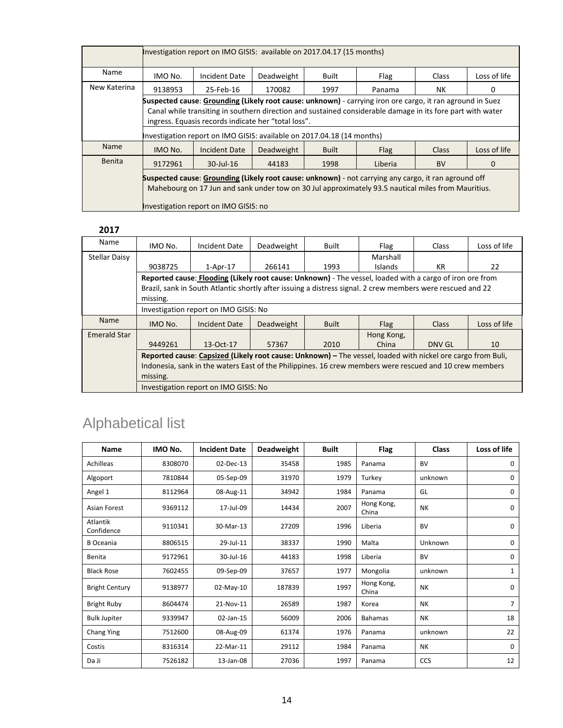| | Investigation report on IMO GISIS: available on 2017.04.17 (15 months) | | | | | | |
|---|---|---|---|---|---|---|---|
| Name | IMO No. | Incident Date | Deadweight | Built | Flag | Class | Loss of life |
| New Katerina | 9138953 | 25-Feb-16 | 170082 | 1997 | Panama | NK | 0 |
| | **Suspected cause**: **<u>Grounding</u> (Likely root cause: unknown)** - carrying iron ore cargo, it ran aground in Suez Canal while transiting in southern direction and sustained considerable damage in its fore part with water ingress. Equasis records indicate her "total loss". | | | | | | |
| | Investigation report on IMO GISIS: available on 2017.04.18 (14 months) | | | | | | |
| Name | IMO No. | Incident Date | Deadweight | Built | Flag | Class | Loss of life |
| Benita | 9172961 | 30-Jul-16 | 44183 | 1998 | Liberia | BV | 0 |
| | **Suspected cause**: **<u>Grounding</u> (Likely root cause: unknown)** - not carrying any cargo, it ran aground off Mahebourg on 17 Jun and sank under tow on 30 Jul approximately 93.5 nautical miles from Mauritius. | | | | | | |
| | Investigation report on IMO GISIS: no | | | | | | |

**2017**

| Name | IMO No. | Incident Date | Deadweight | Built | Flag | Class | Loss of life |
|---|---|---|---|---|---|---|---|
| Stellar Daisy | 9038725 | 1-Apr-17 | 266141 | 1993 | Marshall Islands | KR | 22 |
| | **Reported cause**: **<u>Flooding</u> (Likely root cause: Unknown)** - The vessel, loaded with a cargo of iron ore from Brazil, sank in South Atlantic shortly after issuing a distress signal. 2 crew members were rescued and 22 missing. | | | | | | |
| | Investigation report on IMO GISIS: No | | | | | | |
| Name | IMO No. | Incident Date | Deadweight | Built | Flag | Class | Loss of life |
| Emerald Star | 9449261 | 13-Oct-17 | 57367 | 2010 | Hong Kong, China | DNV GL | 10 |
| | **Reported cause**: **<u>Capsized</u> (Likely root cause: Unknown) –** The vessel, loaded with nickel ore cargo from Buli, Indonesia, sank in the waters East of the Philippines. 16 crew members were rescued and 10 crew members missing. | | | | | | |
| | Investigation report on IMO GISIS: No | | | | | | |

# Alphabetical list

| Name | IMO No. | Incident Date | Deadweight | Built | Flag | Class | Loss of life |
|---|---|---|---|---|---|---|---|
| Achilleas | 8308070 | 02-Dec-13 | 35458 | 1985 | Panama | BV | 0 |
| Algoport | 7810844 | 05-Sep-09 | 31970 | 1979 | Turkey | unknown | 0 |
| Angel 1 | 8112964 | 08-Aug-11 | 34942 | 1984 | Panama | GL | 0 |
| Asian Forest | 9369112 | 17-Jul-09 | 14434 | 2007 | Hong Kong, China | NK | 0 |
| Atlantik Confidence | 9110341 | 30-Mar-13 | 27209 | 1996 | Liberia | BV | 0 |
| B Oceania | 8806515 | 29-Jul-11 | 38337 | 1990 | Malta | Unknown | 0 |
| Benita | 9172961 | 30-Jul-16 | 44183 | 1998 | Liberia | BV | 0 |
| Black Rose | 7602455 | 09-Sep-09 | 37657 | 1977 | Mongolia | unknown | 1 |
| Bright Century | 9138977 | 02-May-10 | 187839 | 1997 | Hong Kong, China | NK | 0 |
| Bright Ruby | 8604474 | 21-Nov-11 | 26589 | 1987 | Korea | NK | 7 |
| Bulk Jupiter | 9339947 | 02-Jan-15 | 56009 | 2006 | Bahamas | NK | 18 |
| Chang Ying | 7512600 | 08-Aug-09 | 61374 | 1976 | Panama | unknown | 22 |
| Costis | 8316314 | 22-Mar-11 | 29112 | 1984 | Panama | NK | 0 |
| Da Ji | 7526182 | 13-Jan-08 | 27036 | 1997 | Panama | CCS | 12 |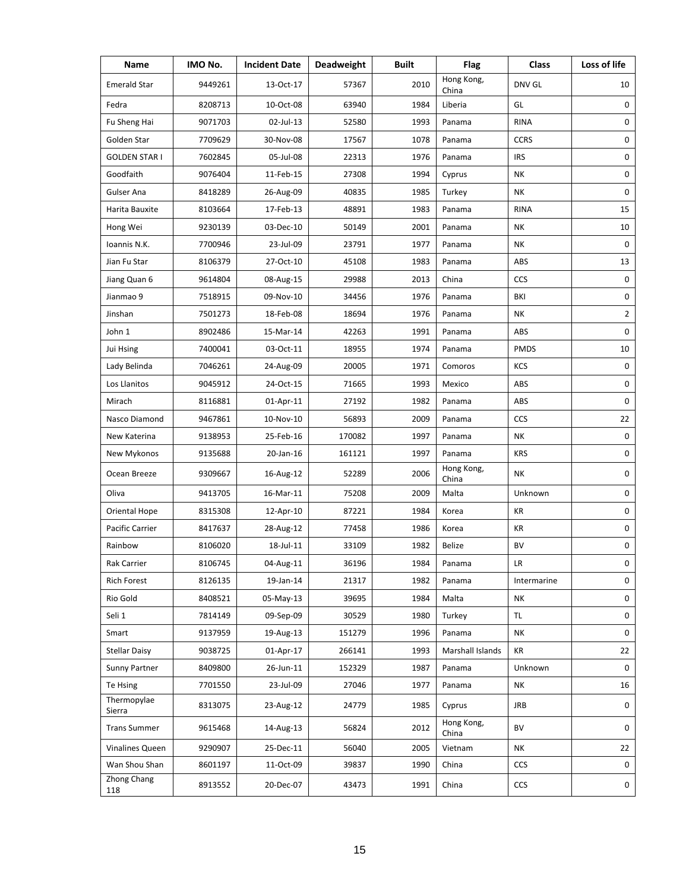| Name | IMO No. | Incident Date | Deadweight | Built | Flag | Class | Loss of life |
|---|---|---|---|---|---|---|---|
| Emerald Star | 9449261 | 13-Oct-17 | 57367 | 2010 | Hong Kong, China | DNV GL | 10 |
| Fedra | 8208713 | 10-Oct-08 | 63940 | 1984 | Liberia | GL | 0 |
| Fu Sheng Hai | 9071703 | 02-Jul-13 | 52580 | 1993 | Panama | RINA | 0 |
| Golden Star | 7709629 | 30-Nov-08 | 17567 | 1078 | Panama | CCRS | 0 |
| GOLDEN STAR I | 7602845 | 05-Jul-08 | 22313 | 1976 | Panama | IRS | 0 |
| Goodfaith | 9076404 | 11-Feb-15 | 27308 | 1994 | Cyprus | NK | 0 |
| Gulser Ana | 8418289 | 26-Aug-09 | 40835 | 1985 | Turkey | NK | 0 |
| Harita Bauxite | 8103664 | 17-Feb-13 | 48891 | 1983 | Panama | RINA | 15 |
| Hong Wei | 9230139 | 03-Dec-10 | 50149 | 2001 | Panama | NK | 10 |
| Ioannis N.K. | 7700946 | 23-Jul-09 | 23791 | 1977 | Panama | NK | 0 |
| Jian Fu Star | 8106379 | 27-Oct-10 | 45108 | 1983 | Panama | ABS | 13 |
| Jiang Quan 6 | 9614804 | 08-Aug-15 | 29988 | 2013 | China | CCS | 0 |
| Jianmao 9 | 7518915 | 09-Nov-10 | 34456 | 1976 | Panama | BKI | 0 |
| Jinshan | 7501273 | 18-Feb-08 | 18694 | 1976 | Panama | NK | 2 |
| John 1 | 8902486 | 15-Mar-14 | 42263 | 1991 | Panama | ABS | 0 |
| Jui Hsing | 7400041 | 03-Oct-11 | 18955 | 1974 | Panama | PMDS | 10 |
| Lady Belinda | 7046261 | 24-Aug-09 | 20005 | 1971 | Comoros | KCS | 0 |
| Los Llanitos | 9045912 | 24-Oct-15 | 71665 | 1993 | Mexico | ABS | 0 |
| Mirach | 8116881 | 01-Apr-11 | 27192 | 1982 | Panama | ABS | 0 |
| Nasco Diamond | 9467861 | 10-Nov-10 | 56893 | 2009 | Panama | CCS | 22 |
| New Katerina | 9138953 | 25-Feb-16 | 170082 | 1997 | Panama | NK | 0 |
| New Mykonos | 9135688 | 20-Jan-16 | 161121 | 1997 | Panama | KRS | 0 |
| Ocean Breeze | 9309667 | 16-Aug-12 | 52289 | 2006 | Hong Kong, China | NK | 0 |
| Oliva | 9413705 | 16-Mar-11 | 75208 | 2009 | Malta | Unknown | 0 |
| Oriental Hope | 8315308 | 12-Apr-10 | 87221 | 1984 | Korea | KR | 0 |
| Pacific Carrier | 8417637 | 28-Aug-12 | 77458 | 1986 | Korea | KR | 0 |
| Rainbow | 8106020 | 18-Jul-11 | 33109 | 1982 | Belize | BV | 0 |
| Rak Carrier | 8106745 | 04-Aug-11 | 36196 | 1984 | Panama | LR | 0 |
| Rich Forest | 8126135 | 19-Jan-14 | 21317 | 1982 | Panama | Intermarine | 0 |
| Rio Gold | 8408521 | 05-May-13 | 39695 | 1984 | Malta | NK | 0 |
| Seli 1 | 7814149 | 09-Sep-09 | 30529 | 1980 | Turkey | TL | 0 |
| Smart | 9137959 | 19-Aug-13 | 151279 | 1996 | Panama | NK | 0 |
| Stellar Daisy | 9038725 | 01-Apr-17 | 266141 | 1993 | Marshall Islands | KR | 22 |
| Sunny Partner | 8409800 | 26-Jun-11 | 152329 | 1987 | Panama | Unknown | 0 |
| Te Hsing | 7701550 | 23-Jul-09 | 27046 | 1977 | Panama | NK | 16 |
| Thermopylae Sierra | 8313075 | 23-Aug-12 | 24779 | 1985 | Cyprus | JRB | 0 |
| Trans Summer | 9615468 | 14-Aug-13 | 56824 | 2012 | Hong Kong, China | BV | 0 |
| Vinalines Queen | 9290907 | 25-Dec-11 | 56040 | 2005 | Vietnam | NK | 22 |
| Wan Shou Shan | 8601197 | 11-Oct-09 | 39837 | 1990 | China | CCS | 0 |
| Zhong Chang 118 | 8913552 | 20-Dec-07 | 43473 | 1991 | China | CCS | 0 |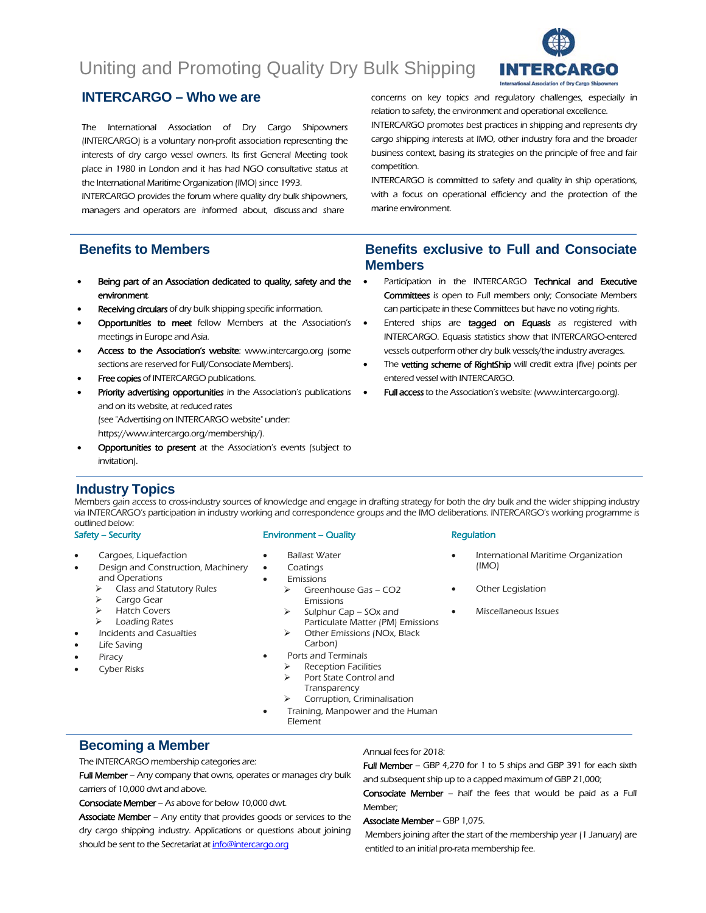# Uniting and Promoting Quality Dry Bulk Shipping

INTERCARGO

International Association of Dry Cargo Shipowners

## INTERCARGO – Who we are

The International Association of Dry Cargo Shipowners (INTERCARGO) is a voluntary non-profit association representing the interests of dry cargo vessel owners. Its first General Meeting took place in 1980 in London and it has had NGO consultative status at the International Maritime Organization (IMO) since 1993.

INTERCARGO provides the forum where quality dry bulk shipowners, managers and operators are informed about, discuss and share concerns on key topics and regulatory challenges, especially in relation to safety, the environment and operational excellence.

INTERCARGO promotes best practices in shipping and represents dry cargo shipping interests at IMO, other industry fora and the broader business context, basing its strategies on the principle of free and fair competition.

INTERCARGO is committed to safety and quality in ship operations, with a focus on operational efficiency and the protection of the marine environment.

## Benefits to Members

- **Being part of an Association dedicated to quality, safety and the environment.**
- **Receiving circulars** of dry bulk shipping specific information.
- **Opportunities to meet** fellow Members at the Association's meetings in Europe and Asia.
- **Access to the Association's website**: www.intercargo.org (some sections are reserved for Full/Consociate Members).
- **Free copies** of INTERCARGO publications.
- **Priority advertising opportunities** in the Association's publications and on its website, at reduced rates (see "Advertising on INTERCARGO website" under: https://www.intercargo.org/membership/).
- **Opportunities to present** at the Association's events (subject to invitation).

## Benefits exclusive to Full and Consociate Members

- Participation in the INTERCARGO **Technical and Executive Committees** is open to Full members only; Consociate Members can participate in these Committees but have no voting rights.
- Entered ships are **tagged on Equasis** as registered with INTERCARGO. Equasis statistics show that INTERCARGO-entered vessels outperform other dry bulk vessels/the industry averages.
- The **vetting scheme of RightShip** will credit extra (five) points per entered vessel with INTERCARGO.
- **Full access** to the Association's website: (www.intercargo.org).

## Industry Topics

Members gain access to cross-industry sources of knowledge and engage in drafting strategy for both the dry bulk and the wider shipping industry via INTERCARGO's participation in industry working and correspondence groups and the IMO deliberations. INTERCARGO's working programme is outlined below:

### Safety – Security

- Cargoes, Liquefaction
- Design and Construction, Machinery and Operations
  - Class and Statutory Rules
  - Cargo Gear
  - Hatch Covers
  - Loading Rates
- Incidents and Casualties
- Life Saving
- Piracy
- Cyber Risks

### Environment – Quality

- Ballast Water
- Coatings
- Emissions
  - Greenhouse Gas – $CO_2$ Emissions
  - Sulphur Cap – $SO_x$ and Particulate Matter (PM) Emissions
  - Other Emissions ($NO_x$, Black Carbon)
- Ports and Terminals
  - Reception Facilities
  - Port State Control and Transparency
  - Corruption, Criminalisation
- Training, Manpower and the Human Element

### Regulation

- International Maritime Organization (IMO)
- Other Legislation
- Miscellaneous Issues

## Becoming a Member

The INTERCARGO membership categories are:

**Full Member** – Any company that owns, operates or manages dry bulk carriers of 10,000 dwt and above.

**Consociate Member** – As above for below 10,000 dwt.

**Associate Member** – Any entity that provides goods or services to the dry cargo shipping industry. Applications or questions about joining should be sent to the Secretariat at info@intercargo.org

*Annual fees for 2018:*

**Full Member** – GBP 4,270 for 1 to 5 ships and GBP 391 for each sixth and subsequent ship up to a capped maximum of GBP 21,000;

**Consociate Member** – half the fees that would be paid as a Full Member;

**Associate Member** – GBP 1,075.

Members joining after the start of the membership year (1 January) are entitled to an initial pro-rata membership fee.